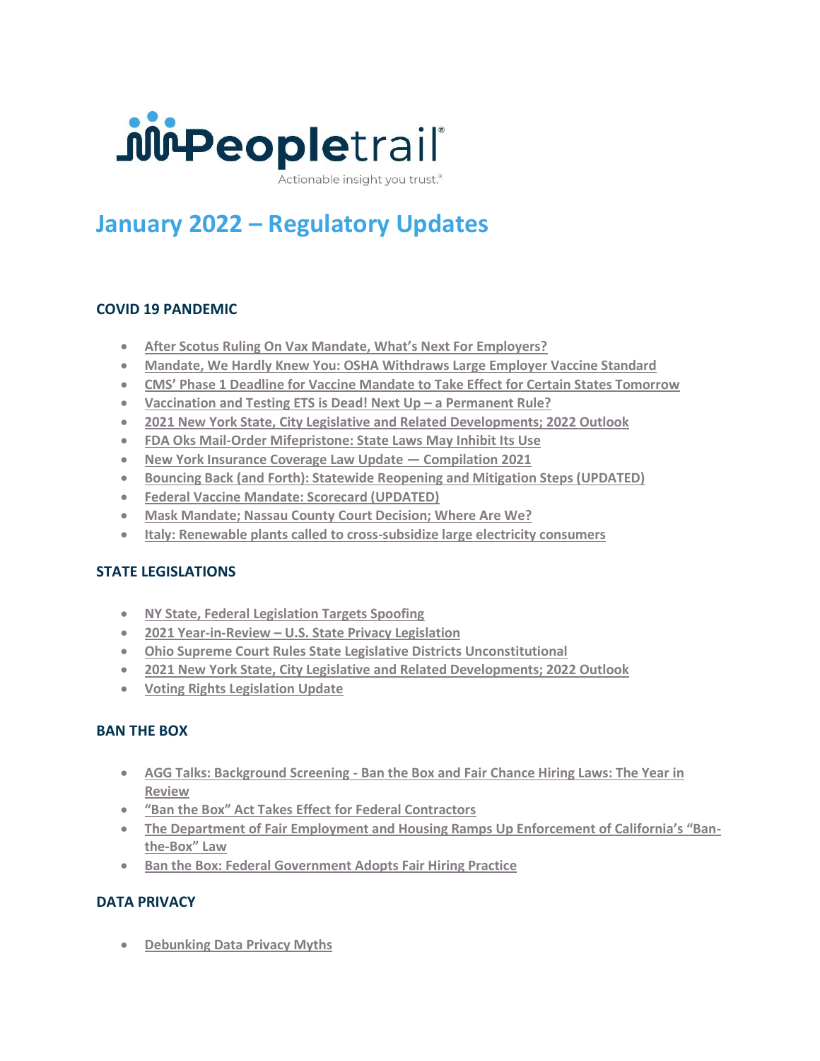Peopletrail®

Actionable insight you trust.®

# January 2022 – Regulatory Updates

## COVID 19 PANDEMIC

- After Scotus Ruling On Vax Mandate, What's Next For Employers?
- Mandate, We Hardly Knew You: OSHA Withdraws Large Employer Vaccine Standard
- CMS' Phase 1 Deadline for Vaccine Mandate to Take Effect for Certain States Tomorrow
- Vaccination and Testing ETS is Dead! Next Up – a Permanent Rule?
- 2021 New York State, City Legislative and Related Developments; 2022 Outlook
- FDA Oks Mail-Order Mifepristone: State Laws May Inhibit Its Use
- New York Insurance Coverage Law Update — Compilation 2021
- Bouncing Back (and Forth): Statewide Reopening and Mitigation Steps (UPDATED)
- Federal Vaccine Mandate: Scorecard (UPDATED)
- Mask Mandate; Nassau County Court Decision; Where Are We?
- Italy: Renewable plants called to cross-subsidize large electricity consumers

## STATE LEGISLATIONS

- NY State, Federal Legislation Targets Spoofing
- 2021 Year-in-Review – U.S. State Privacy Legislation
- Ohio Supreme Court Rules State Legislative Districts Unconstitutional
- 2021 New York State, City Legislative and Related Developments; 2022 Outlook
- Voting Rights Legislation Update

## BAN THE BOX

- AGG Talks: Background Screening - Ban the Box and Fair Chance Hiring Laws: The Year in Review
- "Ban the Box" Act Takes Effect for Federal Contractors
- The Department of Fair Employment and Housing Ramps Up Enforcement of California's "Ban-the-Box" Law
- Ban the Box: Federal Government Adopts Fair Hiring Practice

## DATA PRIVACY

- Debunking Data Privacy Myths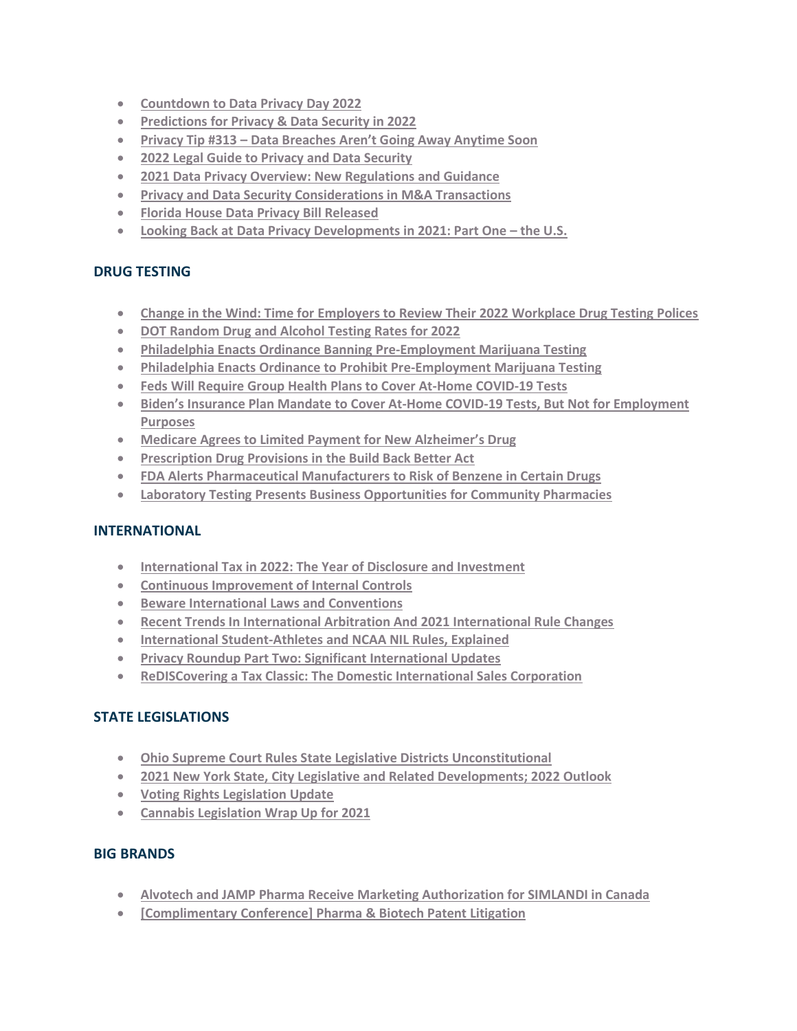- Countdown to Data Privacy Day 2022
- Predictions for Privacy & Data Security in 2022
- Privacy Tip #313 – Data Breaches Aren't Going Away Anytime Soon
- 2022 Legal Guide to Privacy and Data Security
- 2021 Data Privacy Overview: New Regulations and Guidance
- Privacy and Data Security Considerations in M&A Transactions
- Florida House Data Privacy Bill Released
- Looking Back at Data Privacy Developments in 2021: Part One – the U.S.

## DRUG TESTING

- Change in the Wind: Time for Employers to Review Their 2022 Workplace Drug Testing Polices
- DOT Random Drug and Alcohol Testing Rates for 2022
- Philadelphia Enacts Ordinance Banning Pre-Employment Marijuana Testing
- Philadelphia Enacts Ordinance to Prohibit Pre-Employment Marijuana Testing
- Feds Will Require Group Health Plans to Cover At-Home COVID-19 Tests
- Biden's Insurance Plan Mandate to Cover At-Home COVID-19 Tests, But Not for Employment Purposes
- Medicare Agrees to Limited Payment for New Alzheimer's Drug
- Prescription Drug Provisions in the Build Back Better Act
- FDA Alerts Pharmaceutical Manufacturers to Risk of Benzene in Certain Drugs
- Laboratory Testing Presents Business Opportunities for Community Pharmacies

## INTERNATIONAL

- International Tax in 2022: The Year of Disclosure and Investment
- Continuous Improvement of Internal Controls
- Beware International Laws and Conventions
- Recent Trends In International Arbitration And 2021 International Rule Changes
- International Student-Athletes and NCAA NIL Rules, Explained
- Privacy Roundup Part Two: Significant International Updates
- ReDISCovering a Tax Classic: The Domestic International Sales Corporation

## STATE LEGISLATIONS

- Ohio Supreme Court Rules State Legislative Districts Unconstitutional
- 2021 New York State, City Legislative and Related Developments; 2022 Outlook
- Voting Rights Legislation Update
- Cannabis Legislation Wrap Up for 2021

## BIG BRANDS

- Alvotech and JAMP Pharma Receive Marketing Authorization for SIMLANDI in Canada
- [Complimentary Conference] Pharma & Biotech Patent Litigation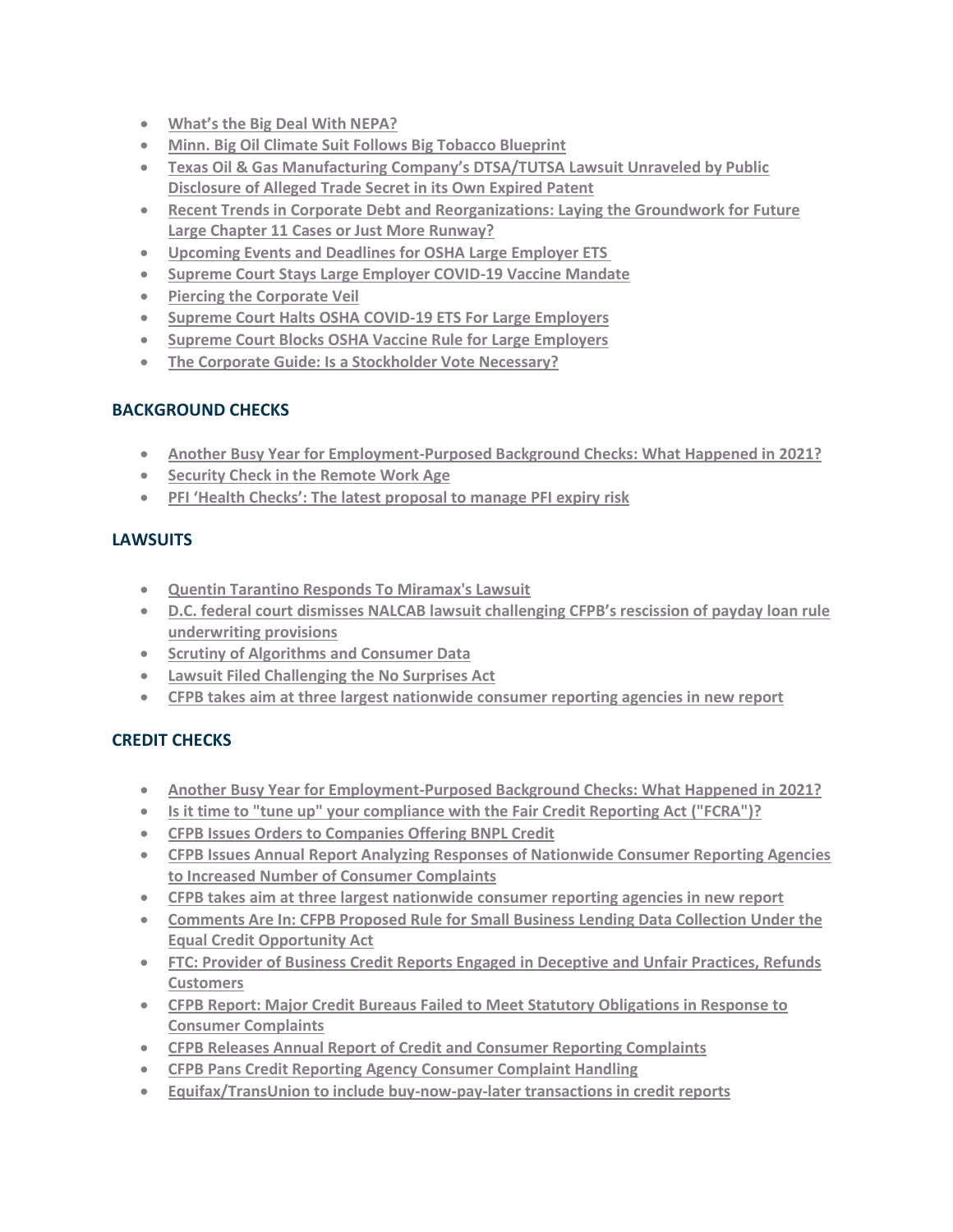- What's the Big Deal With NEPA?
- Minn. Big Oil Climate Suit Follows Big Tobacco Blueprint
- Texas Oil & Gas Manufacturing Company's DTSA/TUTSA Lawsuit Unraveled by Public Disclosure of Alleged Trade Secret in its Own Expired Patent
- Recent Trends in Corporate Debt and Reorganizations: Laying the Groundwork for Future Large Chapter 11 Cases or Just More Runway?
- Upcoming Events and Deadlines for OSHA Large Employer ETS
- Supreme Court Stays Large Employer COVID-19 Vaccine Mandate
- Piercing the Corporate Veil
- Supreme Court Halts OSHA COVID-19 ETS For Large Employers
- Supreme Court Blocks OSHA Vaccine Rule for Large Employers
- The Corporate Guide: Is a Stockholder Vote Necessary?

## BACKGROUND CHECKS

- Another Busy Year for Employment-Purposed Background Checks: What Happened in 2021?
- Security Check in the Remote Work Age
- PFI 'Health Checks': The latest proposal to manage PFI expiry risk

## LAWSUITS

- Quentin Tarantino Responds To Miramax's Lawsuit
- D.C. federal court dismisses NALCAB lawsuit challenging CFPB's rescission of payday loan rule underwriting provisions
- Scrutiny of Algorithms and Consumer Data
- Lawsuit Filed Challenging the No Surprises Act
- CFPB takes aim at three largest nationwide consumer reporting agencies in new report

## CREDIT CHECKS

- Another Busy Year for Employment-Purposed Background Checks: What Happened in 2021?
- Is it time to "tune up" your compliance with the Fair Credit Reporting Act ("FCRA")?
- CFPB Issues Orders to Companies Offering BNPL Credit
- CFPB Issues Annual Report Analyzing Responses of Nationwide Consumer Reporting Agencies to Increased Number of Consumer Complaints
- CFPB takes aim at three largest nationwide consumer reporting agencies in new report
- Comments Are In: CFPB Proposed Rule for Small Business Lending Data Collection Under the Equal Credit Opportunity Act
- FTC: Provider of Business Credit Reports Engaged in Deceptive and Unfair Practices, Refunds Customers
- CFPB Report: Major Credit Bureaus Failed to Meet Statutory Obligations in Response to Consumer Complaints
- CFPB Releases Annual Report of Credit and Consumer Reporting Complaints
- CFPB Pans Credit Reporting Agency Consumer Complaint Handling
- Equifax/TransUnion to include buy-now-pay-later transactions in credit reports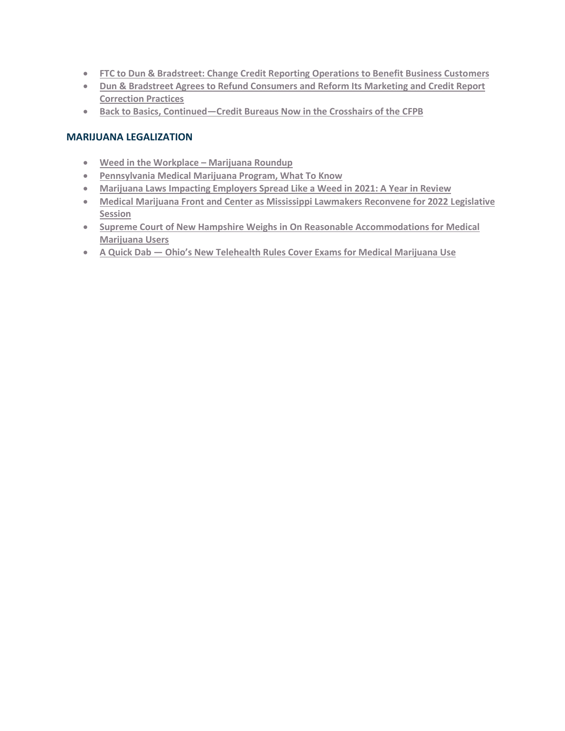- **FTC to Dun & Bradstreet: Change Credit Reporting Operations to Benefit Business Customers**
- **Dun & Bradstreet Agrees to Refund Consumers and Reform Its Marketing and Credit Report Correction Practices**
- **Back to Basics, Continued—Credit Bureaus Now in the Crosshairs of the CFPB**

## MARIJUANA LEGALIZATION

- **Weed in the Workplace – Marijuana Roundup**
- **Pennsylvania Medical Marijuana Program, What To Know**
- **Marijuana Laws Impacting Employers Spread Like a Weed in 2021: A Year in Review**
- **Medical Marijuana Front and Center as Mississippi Lawmakers Reconvene for 2022 Legislative Session**
- **Supreme Court of New Hampshire Weighs in On Reasonable Accommodations for Medical Marijuana Users**
- **A Quick Dab — Ohio's New Telehealth Rules Cover Exams for Medical Marijuana Use**